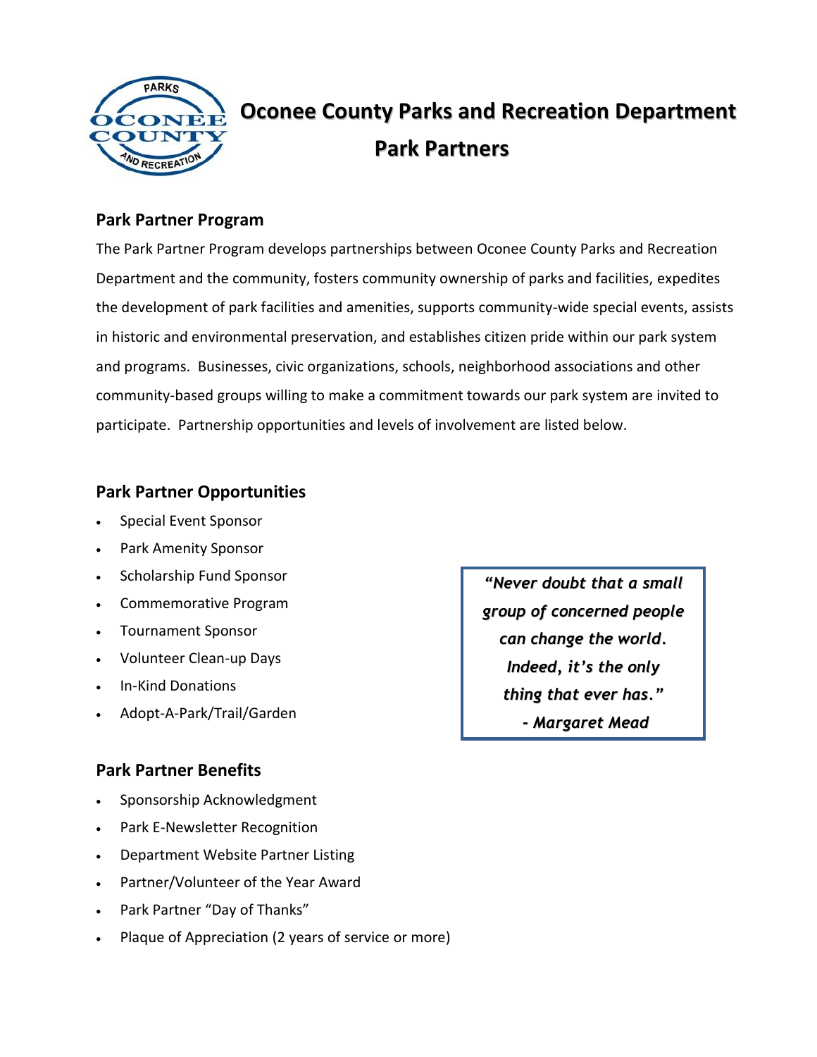# Oconee County Parks and Recreation Department

# Park Partners

## Park Partner Program

The Park Partner Program develops partnerships between Oconee County Parks and Recreation Department and the community, fosters community ownership of parks and facilities, expedites the development of park facilities and amenities, supports community-wide special events, assists in historic and environmental preservation, and establishes citizen pride within our park system and programs. Businesses, civic organizations, schools, neighborhood associations and other community-based groups willing to make a commitment towards our park system are invited to participate. Partnership opportunities and levels of involvement are listed below.

## Park Partner Opportunities

- Special Event Sponsor
- Park Amenity Sponsor
- Scholarship Fund Sponsor
- Commemorative Program
- Tournament Sponsor
- Volunteer Clean-up Days
- In-Kind Donations
- Adopt-A-Park/Trail/Garden

> ***"Never doubt that a small group of concerned people can change the world. Indeed, it's the only thing that ever has."***
> ***- Margaret Mead***

## Park Partner Benefits

- Sponsorship Acknowledgment
- Park E-Newsletter Recognition
- Department Website Partner Listing
- Partner/Volunteer of the Year Award
- Park Partner "Day of Thanks"
- Plaque of Appreciation (2 years of service or more)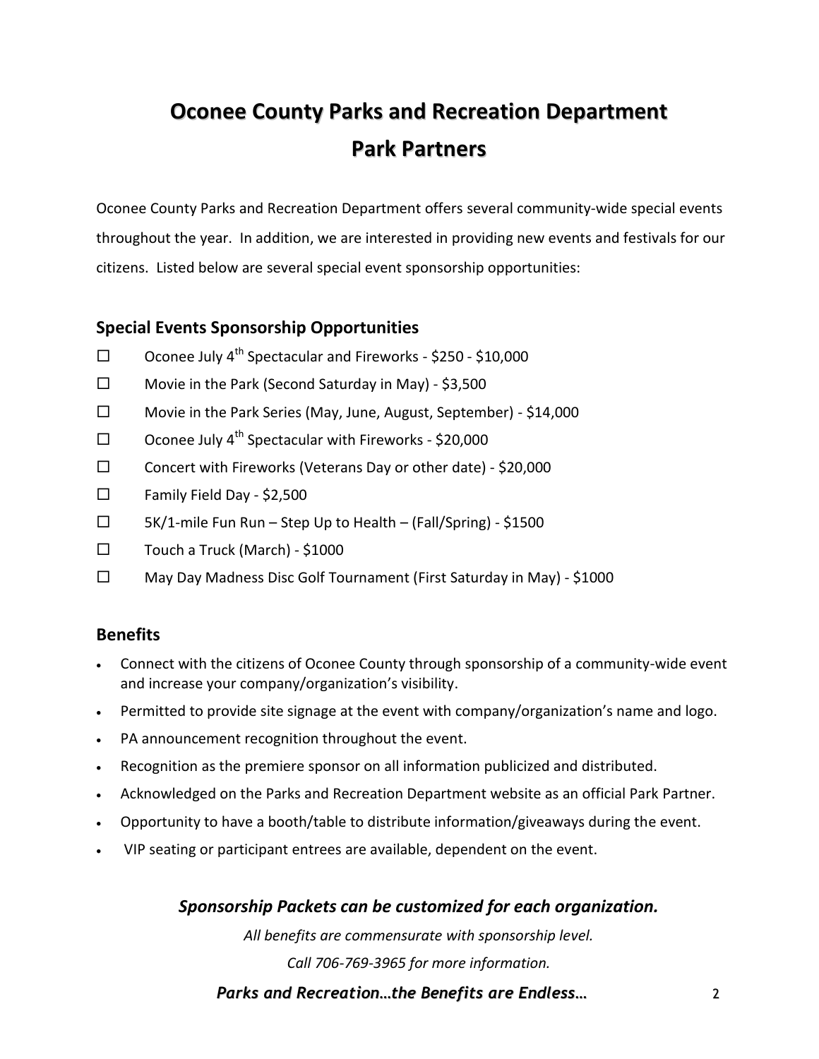# Oconee County Parks and Recreation Department
# Park Partners

Oconee County Parks and Recreation Department offers several community-wide special events throughout the year. In addition, we are interested in providing new events and festivals for our citizens. Listed below are several special event sponsorship opportunities:

## Special Events Sponsorship Opportunities

- ☐ Oconee July 4th Spectacular and Fireworks - $250 - $10,000
- ☐ Movie in the Park (Second Saturday in May) - $3,500
- ☐ Movie in the Park Series (May, June, August, September) - $14,000
- ☐ Oconee July 4th Spectacular with Fireworks - $20,000
- ☐ Concert with Fireworks (Veterans Day or other date) - $20,000
- ☐ Family Field Day - $2,500
- ☐ 5K/1-mile Fun Run – Step Up to Health – (Fall/Spring) - $1500
- ☐ Touch a Truck (March) - $1000
- ☐ May Day Madness Disc Golf Tournament (First Saturday in May) - $1000

## Benefits

- Connect with the citizens of Oconee County through sponsorship of a community-wide event and increase your company/organization's visibility.
- Permitted to provide site signage at the event with company/organization's name and logo.
- PA announcement recognition throughout the event.
- Recognition as the premiere sponsor on all information publicized and distributed.
- Acknowledged on the Parks and Recreation Department website as an official Park Partner.
- Opportunity to have a booth/table to distribute information/giveaways during the event.
- VIP seating or participant entrees are available, dependent on the event.

***Sponsorship Packets can be customized for each organization.***

*All benefits are commensurate with sponsorship level.*

*Call 706-769-3965 for more information.*

***Parks and Recreation…the Benefits are Endless…***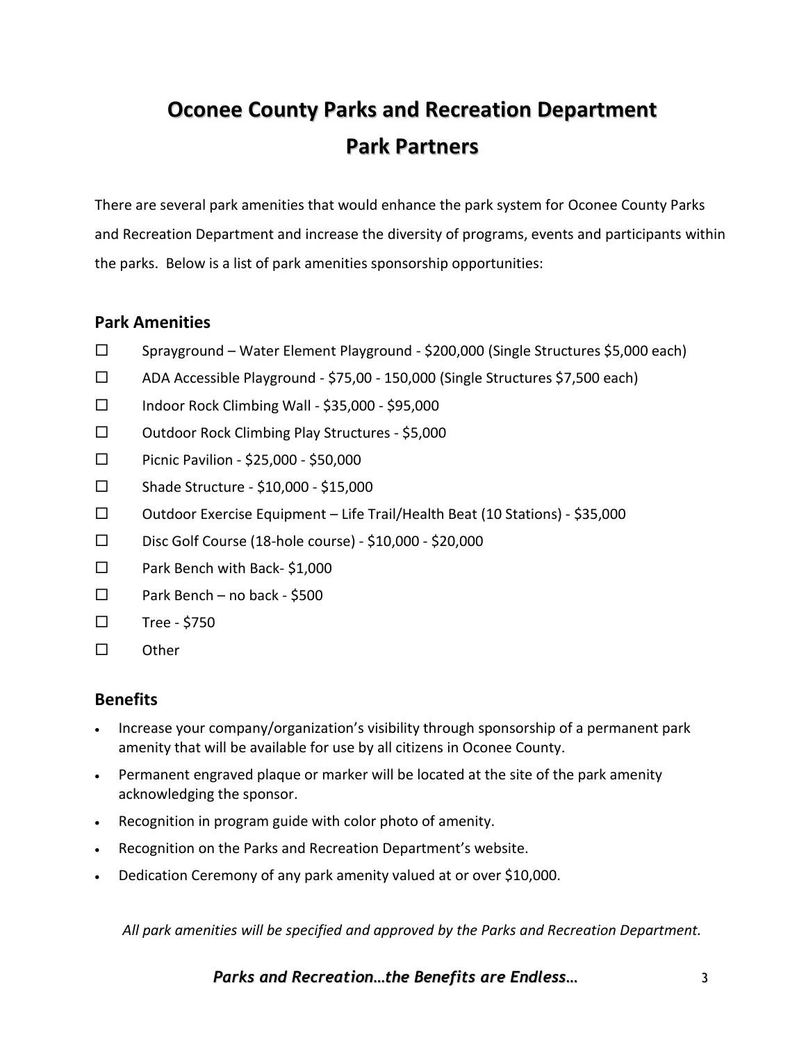# Oconee County Parks and Recreation Department
# Park Partners

There are several park amenities that would enhance the park system for Oconee County Parks and Recreation Department and increase the diversity of programs, events and participants within the parks. Below is a list of park amenities sponsorship opportunities:

## Park Amenities

- ☐ Sprayground – Water Element Playground - $200,000 (Single Structures $5,000 each)
- ☐ ADA Accessible Playground - $75,00 - 150,000 (Single Structures $7,500 each)
- ☐ Indoor Rock Climbing Wall - $35,000 - $95,000
- ☐ Outdoor Rock Climbing Play Structures - $5,000
- ☐ Picnic Pavilion - $25,000 - $50,000
- ☐ Shade Structure - $10,000 - $15,000
- ☐ Outdoor Exercise Equipment – Life Trail/Health Beat (10 Stations) - $35,000
- ☐ Disc Golf Course (18-hole course) - $10,000 - $20,000
- ☐ Park Bench with Back- $1,000
- ☐ Park Bench – no back - $500
- ☐ Tree - $750
- ☐ Other

## Benefits

- Increase your company/organization's visibility through sponsorship of a permanent park amenity that will be available for use by all citizens in Oconee County.
- Permanent engraved plaque or marker will be located at the site of the park amenity acknowledging the sponsor.
- Recognition in program guide with color photo of amenity.
- Recognition on the Parks and Recreation Department's website.
- Dedication Ceremony of any park amenity valued at or over $10,000.

*All park amenities will be specified and approved by the Parks and Recreation Department.*

***Parks and Recreation…the Benefits are Endless…***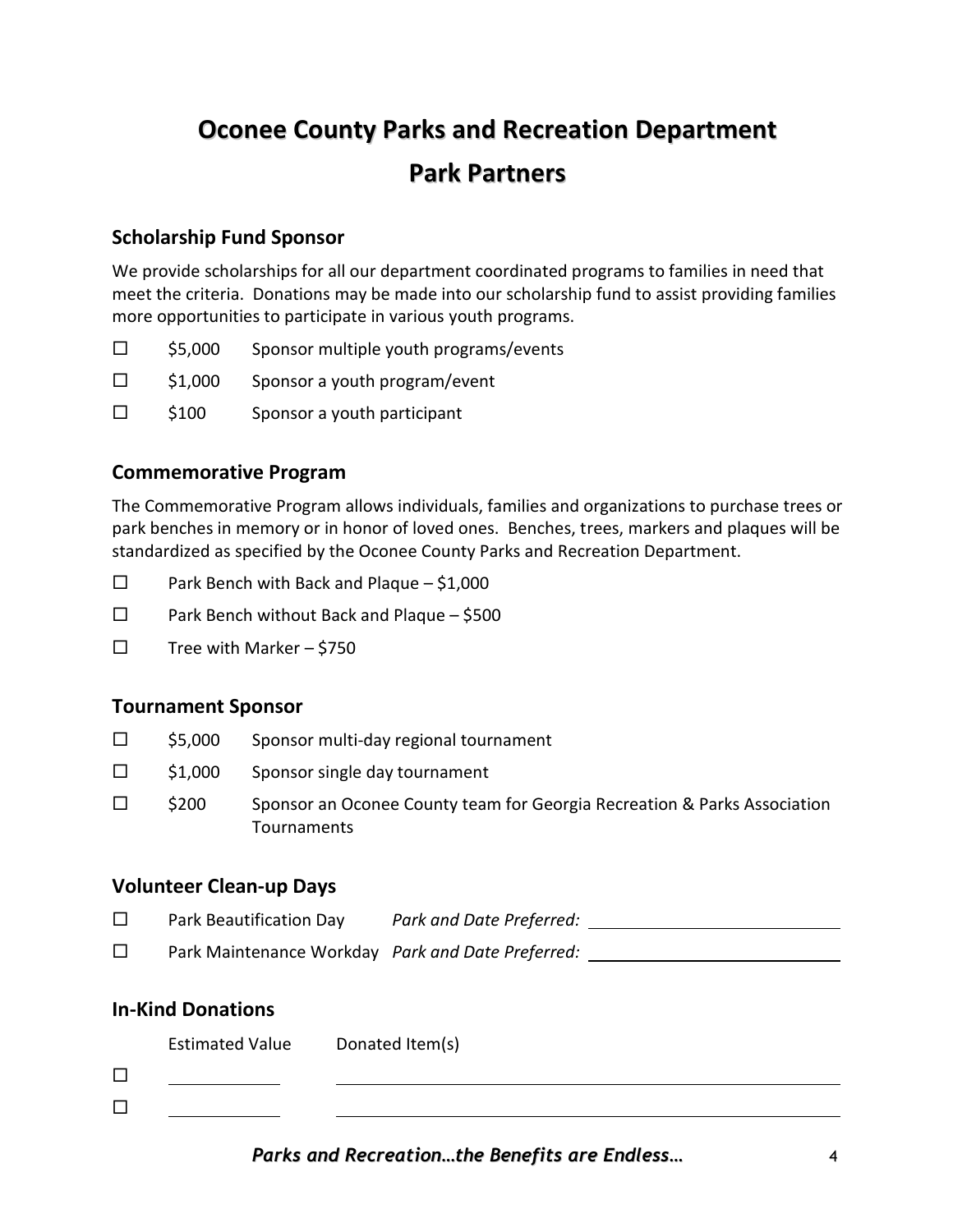# Oconee County Parks and Recreation Department

# Park Partners

## Scholarship Fund Sponsor

We provide scholarships for all our department coordinated programs to families in need that meet the criteria. Donations may be made into our scholarship fund to assist providing families more opportunities to participate in various youth programs.

- ☐ $5,000 Sponsor multiple youth programs/events
- ☐ $1,000 Sponsor a youth program/event
- ☐ $100 Sponsor a youth participant

## Commemorative Program

The Commemorative Program allows individuals, families and organizations to purchase trees or park benches in memory or in honor of loved ones. Benches, trees, markers and plaques will be standardized as specified by the Oconee County Parks and Recreation Department.

- ☐ Park Bench with Back and Plaque – $1,000
- ☐ Park Bench without Back and Plaque – $500
- ☐ Tree with Marker – $750

## Tournament Sponsor

- ☐ $5,000 Sponsor multi-day regional tournament
- ☐ $1,000 Sponsor single day tournament
- ☐ $200 Sponsor an Oconee County team for Georgia Recreation & Parks Association Tournaments

## Volunteer Clean-up Days

- ☐ Park Beautification Day *Park and Date Preferred:* ____________________
- ☐ Park Maintenance Workday *Park and Date Preferred:* ____________________

## In-Kind Donations

| | Estimated Value | Donated Item(s) |
|---|---|---|
| ☐ | __________ | ______________________________ |
| ☐ | __________ | ______________________________ |

***Parks and Recreation…the Benefits are Endless…***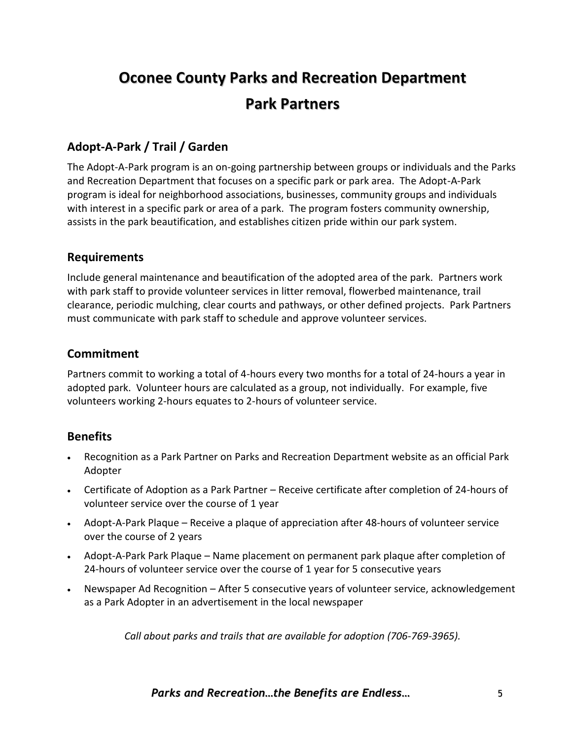# Oconee County Parks and Recreation Department

# Park Partners

## Adopt-A-Park / Trail / Garden

The Adopt-A-Park program is an on-going partnership between groups or individuals and the Parks and Recreation Department that focuses on a specific park or park area. The Adopt-A-Park program is ideal for neighborhood associations, businesses, community groups and individuals with interest in a specific park or area of a park. The program fosters community ownership, assists in the park beautification, and establishes citizen pride within our park system.

## Requirements

Include general maintenance and beautification of the adopted area of the park. Partners work with park staff to provide volunteer services in litter removal, flowerbed maintenance, trail clearance, periodic mulching, clear courts and pathways, or other defined projects. Park Partners must communicate with park staff to schedule and approve volunteer services.

## Commitment

Partners commit to working a total of 4-hours every two months for a total of 24-hours a year in adopted park. Volunteer hours are calculated as a group, not individually. For example, five volunteers working 2-hours equates to 2-hours of volunteer service.

## Benefits

- Recognition as a Park Partner on Parks and Recreation Department website as an official Park Adopter
- Certificate of Adoption as a Park Partner – Receive certificate after completion of 24-hours of volunteer service over the course of 1 year
- Adopt-A-Park Plaque – Receive a plaque of appreciation after 48-hours of volunteer service over the course of 2 years
- Adopt-A-Park Park Plaque – Name placement on permanent park plaque after completion of 24-hours of volunteer service over the course of 1 year for 5 consecutive years
- Newspaper Ad Recognition – After 5 consecutive years of volunteer service, acknowledgement as a Park Adopter in an advertisement in the local newspaper

*Call about parks and trails that are available for adoption (706-769-3965).*

***Parks and Recreation…the Benefits are Endless…***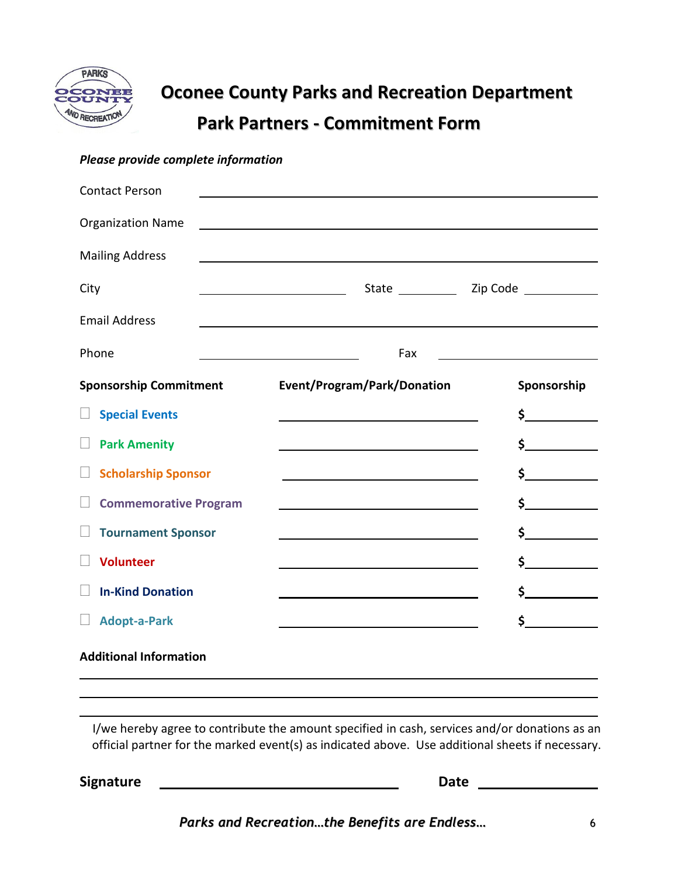# Oconee County Parks and Recreation Department

## Park Partners - Commitment Form

***Please provide complete information***

Contact Person ____________________

Organization Name ____________________

Mailing Address ____________________

City ____________________ State __________ Zip Code __________

Email Address ____________________

Phone ____________________ Fax ____________________

| Sponsorship Commitment | Event/Program/Park/Donation | Sponsorship |
|---|---|---|
| ☐ **Special Events** | ____________________ | $__________ |
| ☐ **Park Amenity** | ____________________ | $__________ |
| ☐ **Scholarship Sponsor** | ____________________ | $__________ |
| ☐ **Commemorative Program** | ____________________ | $__________ |
| ☐ **Tournament Sponsor** | ____________________ | $__________ |
| ☐ **Volunteer** | ____________________ | $__________ |
| ☐ **In-Kind Donation** | ____________________ | $__________ |
| ☐ **Adopt-a-Park** | ____________________ | $__________ |

**Additional Information**

____________________

____________________

____________________

I/we hereby agree to contribute the amount specified in cash, services and/or donations as an official partner for the marked event(s) as indicated above. Use additional sheets if necessary.

**Signature** ____________________ **Date** ____________________

***Parks and Recreation…the Benefits are Endless…***